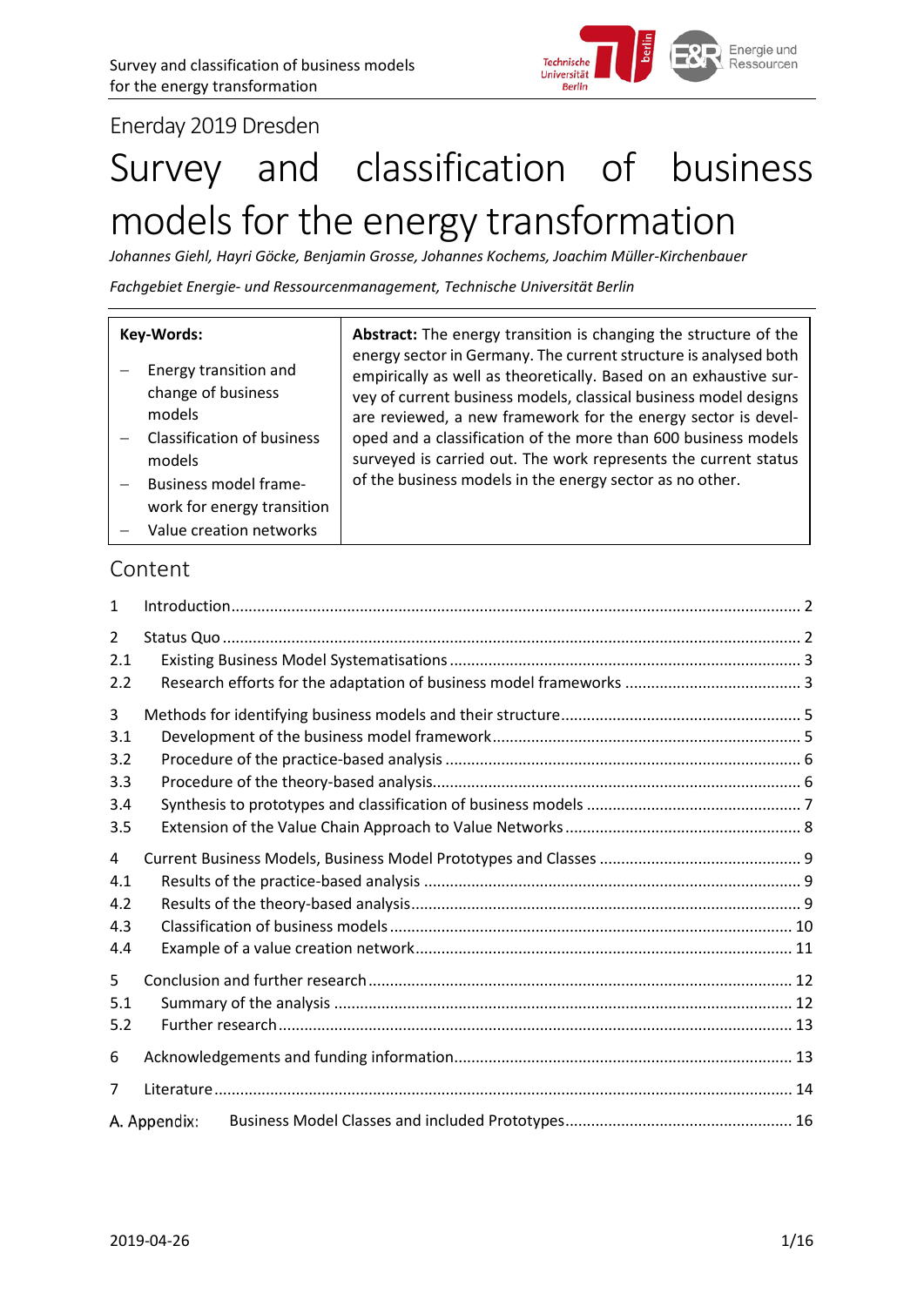Eneday 2019 Dresden

# Survey and classification of business models for the energy transformation

*Johannes Giehl, Hayri Göcke, Benjamin Grosse, Johannes Kochems, Joachim Müller-Kirchenbauer*

*Fachgebiet Energie- und Ressourcenmanagement, Technische Universität Berlin*

| **Key-Words:** | **Abstract:** The energy transition is changing the structure of the energy sector in Germany. The current structure is analysed both empirically as well as theoretically. Based on an exhaustive survey of current business models, classical business model designs are reviewed, a new framework for the energy sector is developed and a classification of the more than 600 business models surveyed is carried out. The work represents the current status of the business models in the energy sector as no other. |
|---|---|
| – Energy transition and change of business models<br>– Classification of business models<br>– Business model framework for energy transition<br>– Value creation networks | |

## Content

1 Introduction ... 2

2 Status Quo ... 2

2.1 Existing Business Model Systematisations ... 3

2.2 Research efforts for the adaptation of business model frameworks ... 3

3 Methods for identifying business models and their structure ... 5

3.1 Development of the business model framework ... 5

3.2 Procedure of the practice-based analysis ... 6

3.3 Procedure of the theory-based analysis ... 6

3.4 Synthesis to prototypes and classification of business models ... 7

3.5 Extension of the Value Chain Approach to Value Networks ... 8

4 Current Business Models, Business Model Prototypes and Classes ... 9

4.1 Results of the practice-based analysis ... 9

4.2 Results of the theory-based analysis ... 9

4.3 Classification of business models ... 10

4.4 Example of a value creation network ... 11

5 Conclusion and further research ... 12

5.1 Summary of the analysis ... 12

5.2 Further research ... 13

6 Acknowledgements and funding information ... 13

7 Literature ... 14

A. Appendix: Business Model Classes and included Prototypes ... 16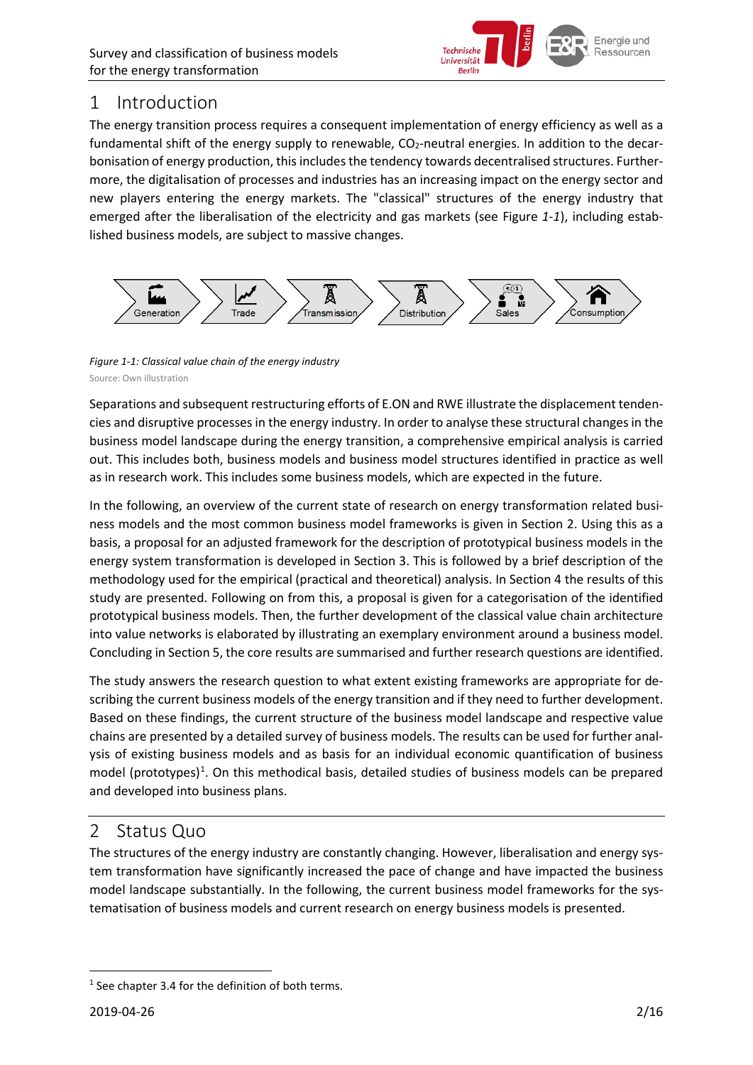# 1 Introduction

The energy transition process requires a consequent implementation of energy efficiency as well as a fundamental shift of the energy supply to renewable, $CO_2$-neutral energies. In addition to the decarbonisation of energy production, this includes the tendency towards decentralised structures. Furthermore, the digitalisation of processes and industries has an increasing impact on the energy sector and new players entering the energy markets. The "classical" structures of the energy industry that emerged after the liberalisation of the electricity and gas markets (see Figure *1-1*), including established business models, are subject to massive changes.

Generation → Trade → Transmission → Distribution → Sales → Consumption

*Figure 1-1: Classical value chain of the energy industry*

Source: Own illustration

Separations and subsequent restructuring efforts of E.ON and RWE illustrate the displacement tendencies and disruptive processes in the energy industry. In order to analyse these structural changes in the business model landscape during the energy transition, a comprehensive empirical analysis is carried out. This includes both, business models and business model structures identified in practice as well as in research work. This includes some business models, which are expected in the future.

In the following, an overview of the current state of research on energy transformation related business models and the most common business model frameworks is given in Section 2. Using this as a basis, a proposal for an adjusted framework for the description of prototypical business models in the energy system transformation is developed in Section 3. This is followed by a brief description of the methodology used for the empirical (practical and theoretical) analysis. In Section 4 the results of this study are presented. Following on from this, a proposal is given for a categorisation of the identified prototypical business models. Then, the further development of the classical value chain architecture into value networks is elaborated by illustrating an exemplary environment around a business model. Concluding in Section 5, the core results are summarised and further research questions are identified.

The study answers the research question to what extent existing frameworks are appropriate for describing the current business models of the energy transition and if they need to further development. Based on these findings, the current structure of the business model landscape and respective value chains are presented by a detailed survey of business models. The results can be used for further analysis of existing business models and as basis for an individual economic quantification of business model (prototypes)[1]. On this methodical basis, detailed studies of business models can be prepared and developed into business plans.

# 2 Status Quo

The structures of the energy industry are constantly changing. However, liberalisation and energy system transformation have significantly increased the pace of change and have impacted the business model landscape substantially. In the following, the current business model frameworks for the systematisation of business models and current research on energy business models is presented.

[1] See chapter 3.4 for the definition of both terms.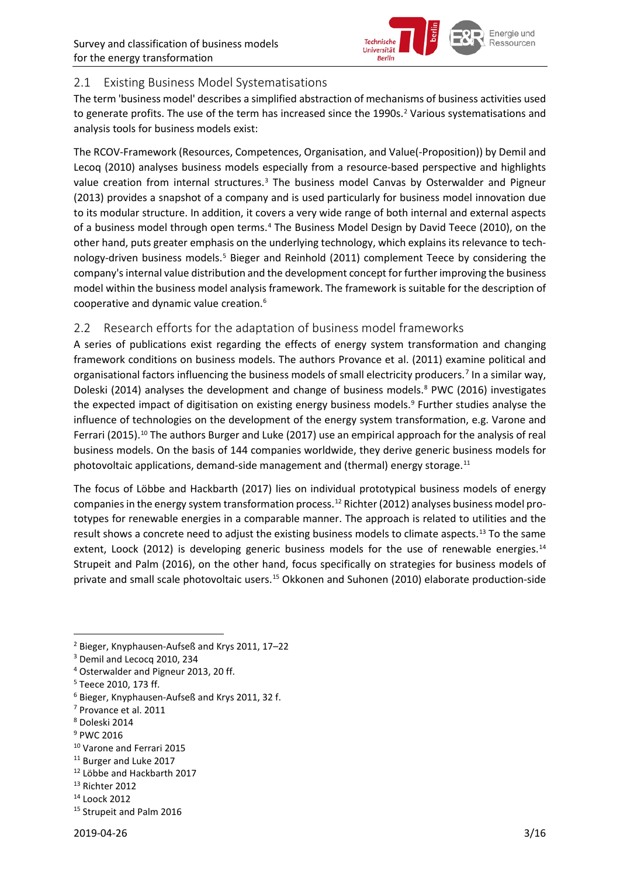## 2.1 Existing Business Model Systematisations

The term 'business model' describes a simplified abstraction of mechanisms of business activities used to generate profits. The use of the term has increased since the 1990s.[2] Various systematisations and analysis tools for business models exist:

The RCOV-Framework (Resources, Competences, Organisation, and Value(-Proposition)) by Demil and Lecoq (2010) analyses business models especially from a resource-based perspective and highlights value creation from internal structures.[3] The business model Canvas by Osterwalder and Pigneur (2013) provides a snapshot of a company and is used particularly for business model innovation due to its modular structure. In addition, it covers a very wide range of both internal and external aspects of a business model through open terms.[4] The Business Model Design by David Teece (2010), on the other hand, puts greater emphasis on the underlying technology, which explains its relevance to technology-driven business models.[5] Bieger and Reinhold (2011) complement Teece by considering the company's internal value distribution and the development concept for further improving the business model within the business model analysis framework. The framework is suitable for the description of cooperative and dynamic value creation.[6]

## 2.2 Research efforts for the adaptation of business model frameworks

A series of publications exist regarding the effects of energy system transformation and changing framework conditions on business models. The authors Provance et al. (2011) examine political and organisational factors influencing the business models of small electricity producers.[7] In a similar way, Doleski (2014) analyses the development and change of business models.[8] PWC (2016) investigates the expected impact of digitisation on existing energy business models.[9] Further studies analyse the influence of technologies on the development of the energy system transformation, e.g. Varone and Ferrari (2015).[10] The authors Burger and Luke (2017) use an empirical approach for the analysis of real business models. On the basis of 144 companies worldwide, they derive generic business models for photovoltaic applications, demand-side management and (thermal) energy storage.[11]

The focus of Löbbe and Hackbarth (2017) lies on individual prototypical business models of energy companies in the energy system transformation process.[12] Richter (2012) analyses business model prototypes for renewable energies in a comparable manner. The approach is related to utilities and the result shows a concrete need to adjust the existing business models to climate aspects.[13] To the same extent, Loock (2012) is developing generic business models for the use of renewable energies.[14] Strupeit and Palm (2016), on the other hand, focus specifically on strategies for business models of private and small scale photovoltaic users.[15] Okkonen and Suhonen (2010) elaborate production-side

---

[2] Bieger, Knyphausen-Aufseß and Krys 2011, 17–22
[3] Demil and Lecocq 2010, 234
[4] Osterwalder and Pigneur 2013, 20 ff.
[5] Teece 2010, 173 ff.
[6] Bieger, Knyphausen-Aufseß and Krys 2011, 32 f.
[7] Provance et al. 2011
[8] Doleski 2014
[9] PWC 2016
[10] Varone and Ferrari 2015
[11] Burger and Luke 2017
[12] Löbbe and Hackbarth 2017
[13] Richter 2012
[14] Loock 2012
[15] Strupeit and Palm 2016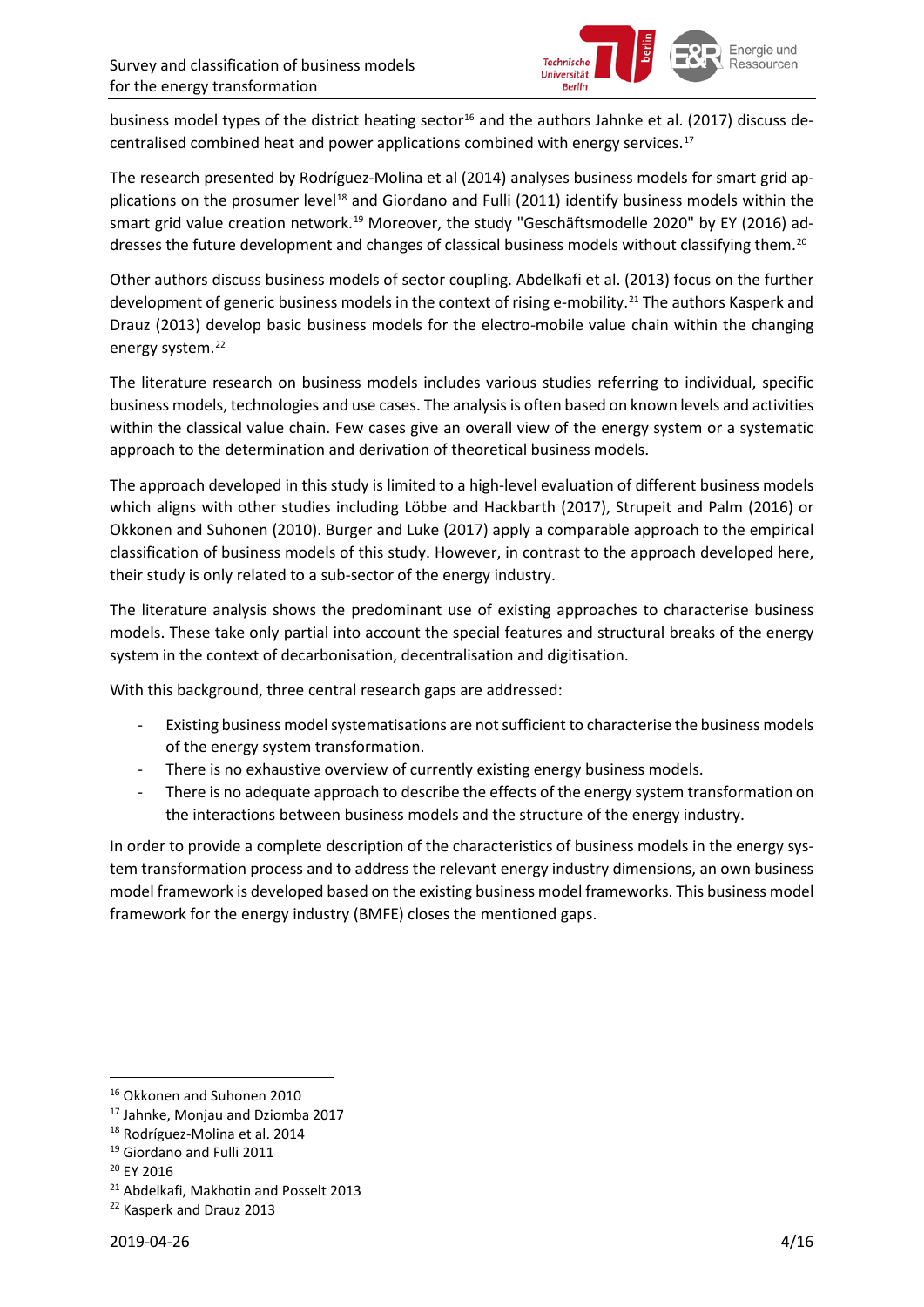business model types of the district heating sector[16] and the authors Jahnke et al. (2017) discuss decentralised combined heat and power applications combined with energy services.[17]

The research presented by Rodríguez-Molina et al (2014) analyses business models for smart grid applications on the prosumer level[18] and Giordano and Fulli (2011) identify business models within the smart grid value creation network.[19] Moreover, the study "Geschäftsmodelle 2020" by EY (2016) addresses the future development and changes of classical business models without classifying them.[20]

Other authors discuss business models of sector coupling. Abdelkafi et al. (2013) focus on the further development of generic business models in the context of rising e-mobility.[21] The authors Kasperk and Drauz (2013) develop basic business models for the electro-mobile value chain within the changing energy system.[22]

The literature research on business models includes various studies referring to individual, specific business models, technologies and use cases. The analysis is often based on known levels and activities within the classical value chain. Few cases give an overall view of the energy system or a systematic approach to the determination and derivation of theoretical business models.

The approach developed in this study is limited to a high-level evaluation of different business models which aligns with other studies including Löbbe and Hackbarth (2017), Strupeit and Palm (2016) or Okkonen and Suhonen (2010). Burger and Luke (2017) apply a comparable approach to the empirical classification of business models of this study. However, in contrast to the approach developed here, their study is only related to a sub-sector of the energy industry.

The literature analysis shows the predominant use of existing approaches to characterise business models. These take only partial into account the special features and structural breaks of the energy system in the context of decarbonisation, decentralisation and digitisation.

With this background, three central research gaps are addressed:

- Existing business model systematisations are not sufficient to characterise the business models of the energy system transformation.
- There is no exhaustive overview of currently existing energy business models.
- There is no adequate approach to describe the effects of the energy system transformation on the interactions between business models and the structure of the energy industry.

In order to provide a complete description of the characteristics of business models in the energy system transformation process and to address the relevant energy industry dimensions, an own business model framework is developed based on the existing business model frameworks. This business model framework for the energy industry (BMFE) closes the mentioned gaps.

---

[16] Okkonen and Suhonen 2010
[17] Jahnke, Monjau and Dziomba 2017
[18] Rodríguez-Molina et al. 2014
[19] Giordano and Fulli 2011
[20] EY 2016
[21] Abdelkafi, Makhotin and Posselt 2013
[22] Kasperk and Drauz 2013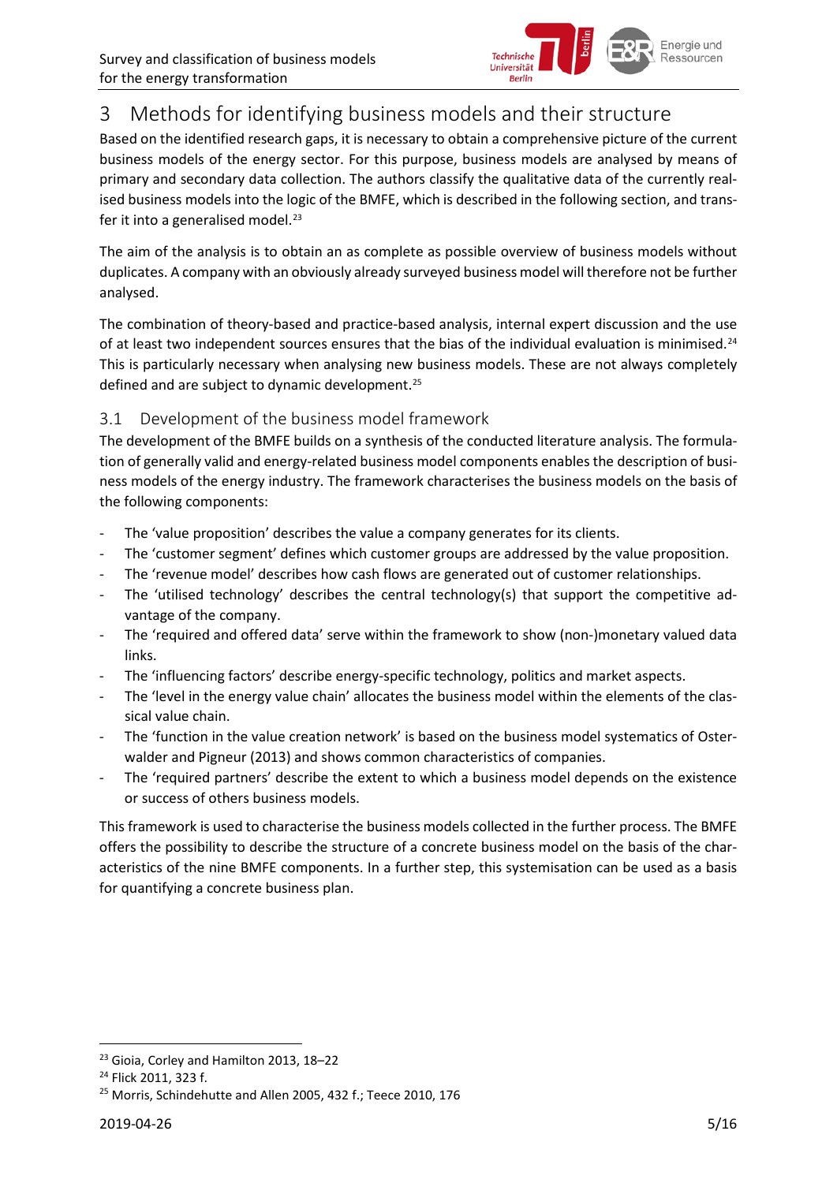# 3 Methods for identifying business models and their structure

Based on the identified research gaps, it is necessary to obtain a comprehensive picture of the current business models of the energy sector. For this purpose, business models are analysed by means of primary and secondary data collection. The authors classify the qualitative data of the currently realised business models into the logic of the BMFE, which is described in the following section, and transfer it into a generalised model.[23]

The aim of the analysis is to obtain an as complete as possible overview of business models without duplicates. A company with an obviously already surveyed business model will therefore not be further analysed.

The combination of theory-based and practice-based analysis, internal expert discussion and the use of at least two independent sources ensures that the bias of the individual evaluation is minimised.[24] This is particularly necessary when analysing new business models. These are not always completely defined and are subject to dynamic development.[25]

## 3.1 Development of the business model framework

The development of the BMFE builds on a synthesis of the conducted literature analysis. The formulation of generally valid and energy-related business model components enables the description of business models of the energy industry. The framework characterises the business models on the basis of the following components:

- The 'value proposition' describes the value a company generates for its clients.
- The 'customer segment' defines which customer groups are addressed by the value proposition.
- The 'revenue model' describes how cash flows are generated out of customer relationships.
- The 'utilised technology' describes the central technology(s) that support the competitive advantage of the company.
- The 'required and offered data' serve within the framework to show (non-)monetary valued data links.
- The 'influencing factors' describe energy-specific technology, politics and market aspects.
- The 'level in the energy value chain' allocates the business model within the elements of the classical value chain.
- The 'function in the value creation network' is based on the business model systematics of Osterwalder and Pigneur (2013) and shows common characteristics of companies.
- The 'required partners' describe the extent to which a business model depends on the existence or success of others business models.

This framework is used to characterise the business models collected in the further process. The BMFE offers the possibility to describe the structure of a concrete business model on the basis of the characteristics of the nine BMFE components. In a further step, this systemisation can be used as a basis for quantifying a concrete business plan.

---

[23] Gioia, Corley and Hamilton 2013, 18–22

[24] Flick 2011, 323 f.

[25] Morris, Schindehutte and Allen 2005, 432 f.; Teece 2010, 176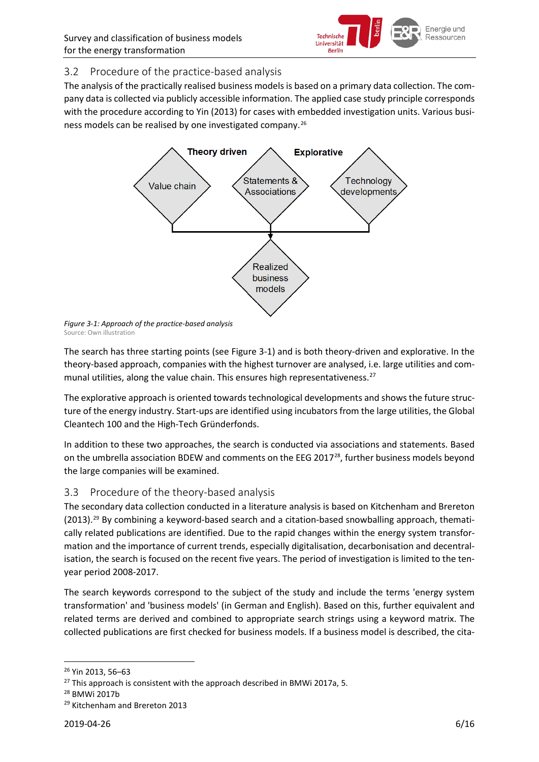## 3.2 Procedure of the practice-based analysis

The analysis of the practically realised business models is based on a primary data collection. The company data is collected via publicly accessible information. The applied case study principle corresponds with the procedure according to Yin (2013) for cases with embedded investigation units. Various business models can be realised by one investigated company.[26]

Theory driven | Explorative

Value chain | Statements & Associations | Technology developments

Realized business models

*Figure 3-1: Approach of the practice-based analysis*
Source: Own illustration

The search has three starting points (see Figure 3-1) and is both theory-driven and explorative. In the theory-based approach, companies with the highest turnover are analysed, i.e. large utilities and communal utilities, along the value chain. This ensures high representativeness.[27]

The explorative approach is oriented towards technological developments and shows the future structure of the energy industry. Start-ups are identified using incubators from the large utilities, the Global Cleantech 100 and the High-Tech Gründerfonds.

In addition to these two approaches, the search is conducted via associations and statements. Based on the umbrella association BDEW and comments on the EEG 2017[28], further business models beyond the large companies will be examined.

## 3.3 Procedure of the theory-based analysis

The secondary data collection conducted in a literature analysis is based on Kitchenham and Brereton (2013).[29] By combining a keyword-based search and a citation-based snowballing approach, thematically related publications are identified. Due to the rapid changes within the energy system transformation and the importance of current trends, especially digitalisation, decarbonisation and decentralisation, the search is focused on the recent five years. The period of investigation is limited to the ten-year period 2008-2017.

The search keywords correspond to the subject of the study and include the terms 'energy system transformation' and 'business models' (in German and English). Based on this, further equivalent and related terms are derived and combined to appropriate search strings using a keyword matrix. The collected publications are first checked for business models. If a business model is described, the cita-

---

[26] Yin 2013, 56–63
[27] This approach is consistent with the approach described in BMWi 2017a, 5.
[28] BMWi 2017b
[29] Kitchenham and Brereton 2013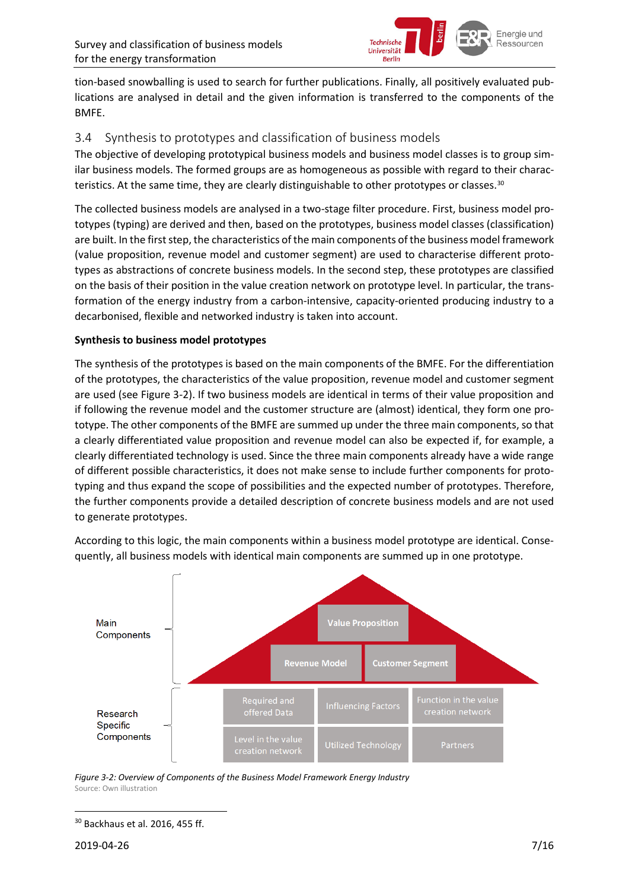tion-based snowballing is used to search for further publications. Finally, all positively evaluated publications are analysed in detail and the given information is transferred to the components of the BMFE.

## 3.4 Synthesis to prototypes and classification of business models

The objective of developing prototypical business models and business model classes is to group similar business models. The formed groups are as homogeneous as possible with regard to their characteristics. At the same time, they are clearly distinguishable to other prototypes or classes.[30]

The collected business models are analysed in a two-stage filter procedure. First, business model prototypes (typing) are derived and then, based on the prototypes, business model classes (classification) are built. In the first step, the characteristics of the main components of the business model framework (value proposition, revenue model and customer segment) are used to characterise different prototypes as abstractions of concrete business models. In the second step, these prototypes are classified on the basis of their position in the value creation network on prototype level. In particular, the transformation of the energy industry from a carbon-intensive, capacity-oriented producing industry to a decarbonised, flexible and networked industry is taken into account.

**Synthesis to business model prototypes**

The synthesis of the prototypes is based on the main components of the BMFE. For the differentiation of the prototypes, the characteristics of the value proposition, revenue model and customer segment are used (see Figure 3-2). If two business models are identical in terms of their value proposition and if following the revenue model and the customer structure are (almost) identical, they form one prototype. The other components of the BMFE are summed up under the three main components, so that a clearly differentiated value proposition and revenue model can also be expected if, for example, a clearly differentiated technology is used. Since the three main components already have a wide range of different possible characteristics, it does not make sense to include further components for prototyping and thus expand the scope of possibilities and the expected number of prototypes. Therefore, the further components provide a detailed description of concrete business models and are not used to generate prototypes.

According to this logic, the main components within a business model prototype are identical. Consequently, all business models with identical main components are summed up in one prototype.

Main Components: Value Proposition; Revenue Model; Customer Segment

Research Specific Components: Required and offered Data; Influencing Factors; Function in the value creation network; Level in the value creation network; Utilized Technology; Partners

*Figure 3-2: Overview of Components of the Business Model Framework Energy Industry*
Source: Own illustration

[30] Backhaus et al. 2016, 455 ff.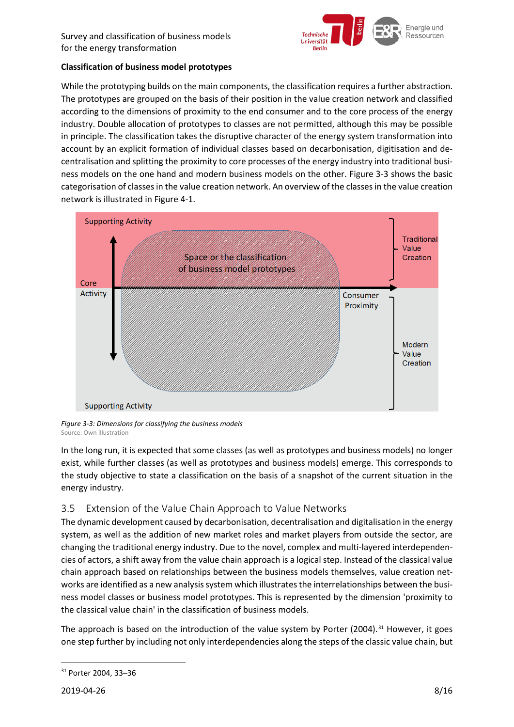**Classification of business model prototypes**

While the prototyping builds on the main components, the classification requires a further abstraction. The prototypes are grouped on the basis of their position in the value creation network and classified according to the dimensions of proximity to the end consumer and to the core process of the energy industry. Double allocation of prototypes to classes are not permitted, although this may be possible in principle. The classification takes the disruptive character of the energy system transformation into account by an explicit formation of individual classes based on decarbonisation, digitisation and decentralisation and splitting the proximity to core processes of the energy industry into traditional business models on the one hand and modern business models on the other. Figure 3-3 shows the basic categorisation of classes in the value creation network. An overview of the classes in the value creation network is illustrated in Figure 4-1.

Supporting Activity

Space or the classification of business model prototypes

Traditional Value Creation

Core Activity

Consumer Proximity

Modern Value Creation

Supporting Activity

*Figure 3-3: Dimensions for classifying the business models*
Source: Own illustration

In the long run, it is expected that some classes (as well as prototypes and business models) no longer exist, while further classes (as well as prototypes and business models) emerge. This corresponds to the study objective to state a classification on the basis of a snapshot of the current situation in the energy industry.

## 3.5 Extension of the Value Chain Approach to Value Networks

The dynamic development caused by decarbonisation, decentralisation and digitalisation in the energy system, as well as the addition of new market roles and market players from outside the sector, are changing the traditional energy industry. Due to the novel, complex and multi-layered interdependencies of actors, a shift away from the value chain approach is a logical step. Instead of the classical value chain approach based on relationships between the business models themselves, value creation networks are identified as a new analysis system which illustrates the interrelationships between the business model classes or business model prototypes. This is represented by the dimension 'proximity to the classical value chain' in the classification of business models.

The approach is based on the introduction of the value system by Porter (2004).[31] However, it goes one step further by including not only interdependencies along the steps of the classic value chain, but

[31] Porter 2004, 33–36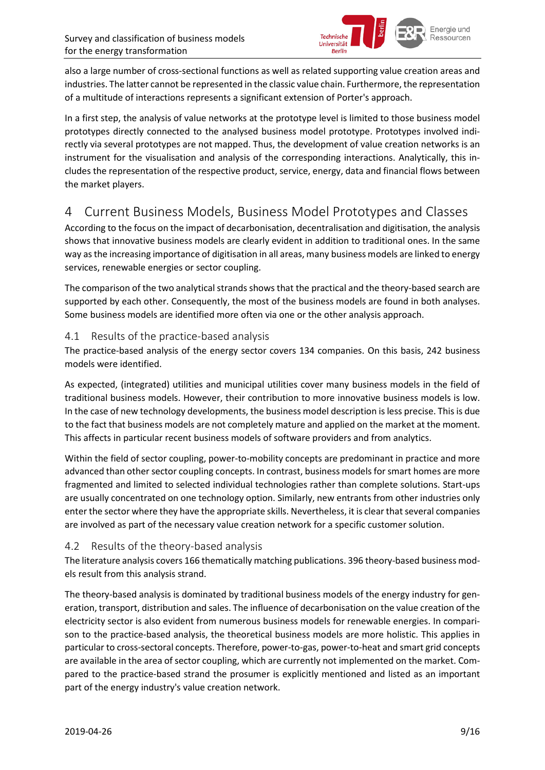also a large number of cross-sectional functions as well as related supporting value creation areas and industries. The latter cannot be represented in the classic value chain. Furthermore, the representation of a multitude of interactions represents a significant extension of Porter's approach.

In a first step, the analysis of value networks at the prototype level is limited to those business model prototypes directly connected to the analysed business model prototype. Prototypes involved indirectly via several prototypes are not mapped. Thus, the development of value creation networks is an instrument for the visualisation and analysis of the corresponding interactions. Analytically, this includes the representation of the respective product, service, energy, data and financial flows between the market players.

# 4 Current Business Models, Business Model Prototypes and Classes

According to the focus on the impact of decarbonisation, decentralisation and digitisation, the analysis shows that innovative business models are clearly evident in addition to traditional ones. In the same way as the increasing importance of digitisation in all areas, many business models are linked to energy services, renewable energies or sector coupling.

The comparison of the two analytical strands shows that the practical and the theory-based search are supported by each other. Consequently, the most of the business models are found in both analyses. Some business models are identified more often via one or the other analysis approach.

## 4.1 Results of the practice-based analysis

The practice-based analysis of the energy sector covers 134 companies. On this basis, 242 business models were identified.

As expected, (integrated) utilities and municipal utilities cover many business models in the field of traditional business models. However, their contribution to more innovative business models is low. In the case of new technology developments, the business model description is less precise. This is due to the fact that business models are not completely mature and applied on the market at the moment. This affects in particular recent business models of software providers and from analytics.

Within the field of sector coupling, power-to-mobility concepts are predominant in practice and more advanced than other sector coupling concepts. In contrast, business models for smart homes are more fragmented and limited to selected individual technologies rather than complete solutions. Start-ups are usually concentrated on one technology option. Similarly, new entrants from other industries only enter the sector where they have the appropriate skills. Nevertheless, it is clear that several companies are involved as part of the necessary value creation network for a specific customer solution.

## 4.2 Results of the theory-based analysis

The literature analysis covers 166 thematically matching publications. 396 theory-based business models result from this analysis strand.

The theory-based analysis is dominated by traditional business models of the energy industry for generation, transport, distribution and sales. The influence of decarbonisation on the value creation of the electricity sector is also evident from numerous business models for renewable energies. In comparison to the practice-based analysis, the theoretical business models are more holistic. This applies in particular to cross-sectoral concepts. Therefore, power-to-gas, power-to-heat and smart grid concepts are available in the area of sector coupling, which are currently not implemented on the market. Compared to the practice-based strand the prosumer is explicitly mentioned and listed as an important part of the energy industry's value creation network.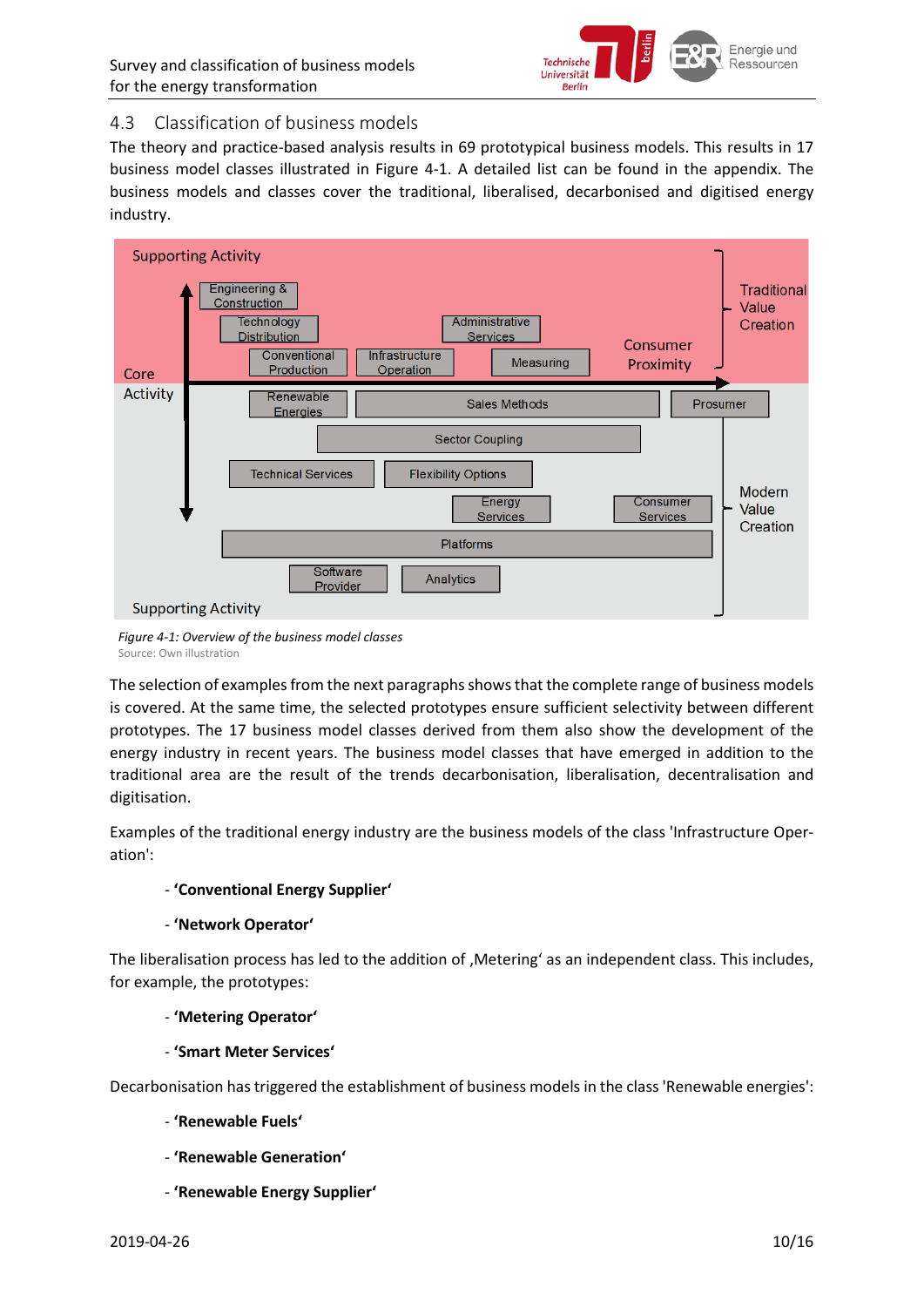## 4.3 Classification of business models

The theory and practice-based analysis results in 69 prototypical business models. This results in 17 business model classes illustrated in Figure 4-1. A detailed list can be found in the appendix. The business models and classes cover the traditional, liberalised, decarbonised and digitised energy industry.

*Figure 4-1: Overview of the business model classes*
Source: Own illustration

The selection of examples from the next paragraphs shows that the complete range of business models is covered. At the same time, the selected prototypes ensure sufficient selectivity between different prototypes. The 17 business model classes derived from them also show the development of the energy industry in recent years. The business model classes that have emerged in addition to the traditional area are the result of the trends decarbonisation, liberalisation, decentralisation and digitisation.

Examples of the traditional energy industry are the business models of the class 'Infrastructure Operation':

- **'Conventional Energy Supplier'**
- **'Network Operator'**

The liberalisation process has led to the addition of ‚Metering' as an independent class. This includes, for example, the prototypes:

- **'Metering Operator'**
- **'Smart Meter Services'**

Decarbonisation has triggered the establishment of business models in the class 'Renewable energies':

- **'Renewable Fuels'**
- **'Renewable Generation'**
- **'Renewable Energy Supplier'**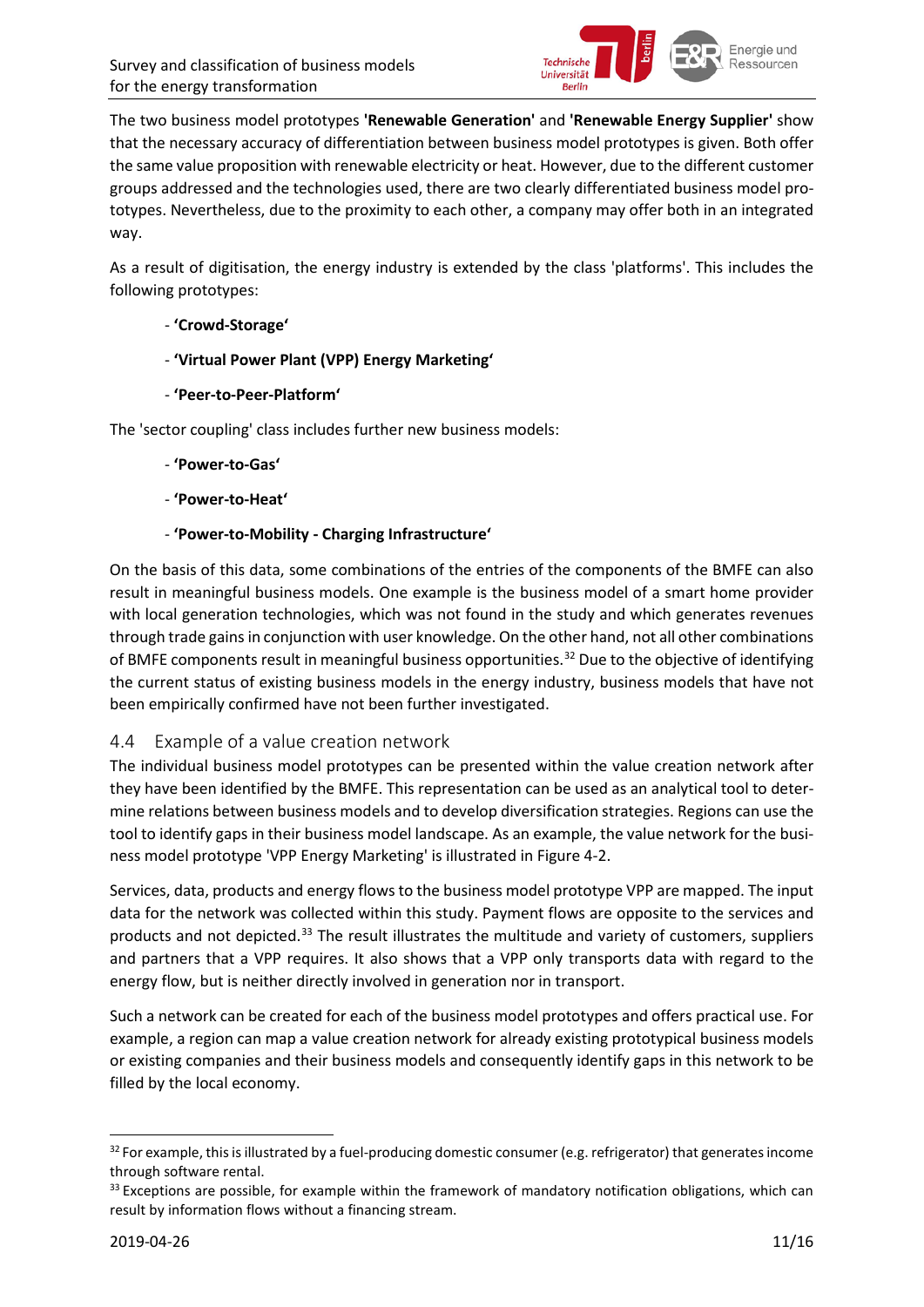The two business model prototypes **'Renewable Generation'** and **'Renewable Energy Supplier'** show that the necessary accuracy of differentiation between business model prototypes is given. Both offer the same value proposition with renewable electricity or heat. However, due to the different customer groups addressed and the technologies used, there are two clearly differentiated business model prototypes. Nevertheless, due to the proximity to each other, a company may offer both in an integrated way.

As a result of digitisation, the energy industry is extended by the class 'platforms'. This includes the following prototypes:

- **'Crowd-Storage'**
- **'Virtual Power Plant (VPP) Energy Marketing'**
- **'Peer-to-Peer-Platform'**

The 'sector coupling' class includes further new business models:

- **'Power-to-Gas'**
- **'Power-to-Heat'**
- **'Power-to-Mobility - Charging Infrastructure'**

On the basis of this data, some combinations of the entries of the components of the BMFE can also result in meaningful business models. One example is the business model of a smart home provider with local generation technologies, which was not found in the study and which generates revenues through trade gains in conjunction with user knowledge. On the other hand, not all other combinations of BMFE components result in meaningful business opportunities.[32] Due to the objective of identifying the current status of existing business models in the energy industry, business models that have not been empirically confirmed have not been further investigated.

## 4.4 Example of a value creation network

The individual business model prototypes can be presented within the value creation network after they have been identified by the BMFE. This representation can be used as an analytical tool to determine relations between business models and to develop diversification strategies. Regions can use the tool to identify gaps in their business model landscape. As an example, the value network for the business model prototype 'VPP Energy Marketing' is illustrated in Figure 4-2.

Services, data, products and energy flows to the business model prototype VPP are mapped. The input data for the network was collected within this study. Payment flows are opposite to the services and products and not depicted.[33] The result illustrates the multitude and variety of customers, suppliers and partners that a VPP requires. It also shows that a VPP only transports data with regard to the energy flow, but is neither directly involved in generation nor in transport.

Such a network can be created for each of the business model prototypes and offers practical use. For example, a region can map a value creation network for already existing prototypical business models or existing companies and their business models and consequently identify gaps in this network to be filled by the local economy.

---

[32] For example, this is illustrated by a fuel-producing domestic consumer (e.g. refrigerator) that generates income through software rental.

[33] Exceptions are possible, for example within the framework of mandatory notification obligations, which can result by information flows without a financing stream.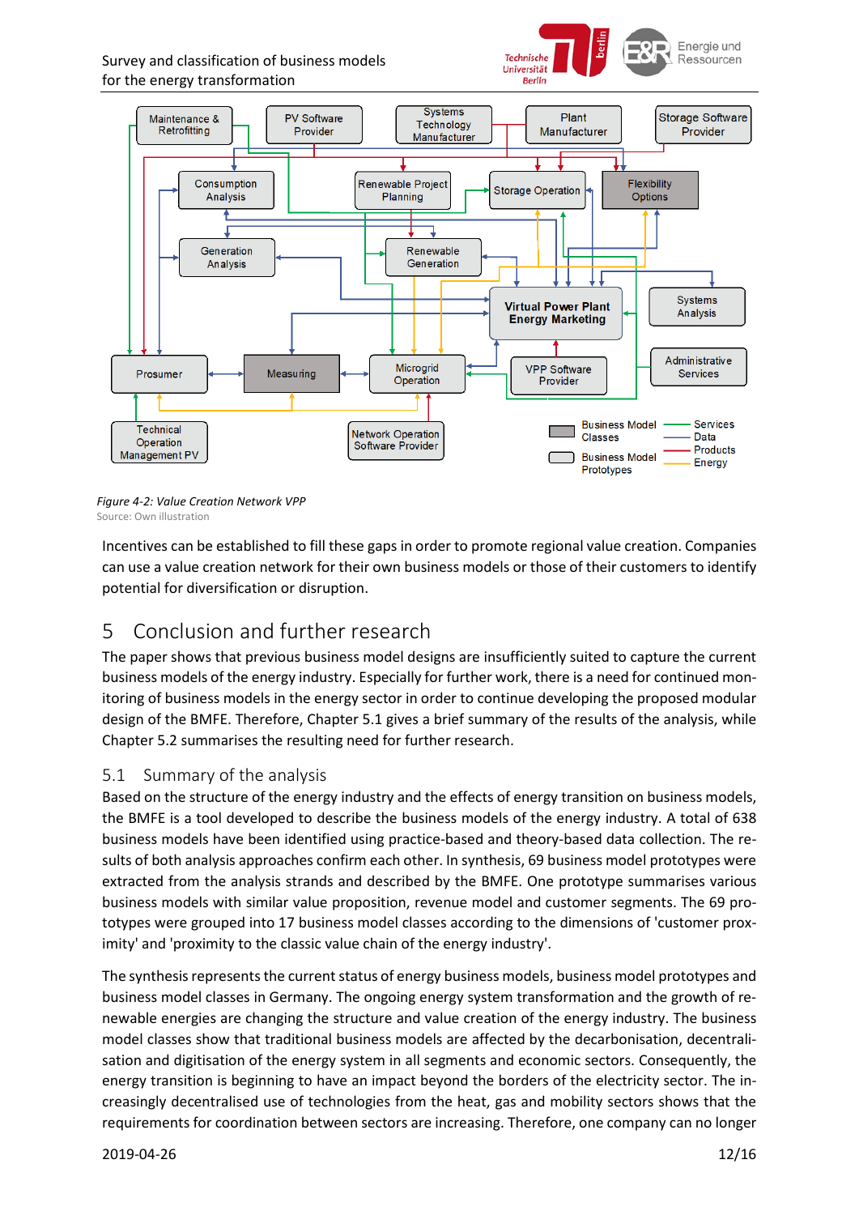*Figure 4-2: Value Creation Network VPP*
Source: Own illustration

Incentives can be established to fill these gaps in order to promote regional value creation. Companies can use a value creation network for their own business models or those of their customers to identify potential for diversification or disruption.

# 5 Conclusion and further research

The paper shows that previous business model designs are insufficiently suited to capture the current business models of the energy industry. Especially for further work, there is a need for continued monitoring of business models in the energy sector in order to continue developing the proposed modular design of the BMFE. Therefore, Chapter 5.1 gives a brief summary of the results of the analysis, while Chapter 5.2 summarises the resulting need for further research.

## 5.1 Summary of the analysis

Based on the structure of the energy industry and the effects of energy transition on business models, the BMFE is a tool developed to describe the business models of the energy industry. A total of 638 business models have been identified using practice-based and theory-based data collection. The results of both analysis approaches confirm each other. In synthesis, 69 business model prototypes were extracted from the analysis strands and described by the BMFE. One prototype summarises various business models with similar value proposition, revenue model and customer segments. The 69 prototypes were grouped into 17 business model classes according to the dimensions of 'customer proximity' and 'proximity to the classic value chain of the energy industry'.

The synthesis represents the current status of energy business models, business model prototypes and business model classes in Germany. The ongoing energy system transformation and the growth of renewable energies are changing the structure and value creation of the energy industry. The business model classes show that traditional business models are affected by the decarbonisation, decentralisation and digitisation of the energy system in all segments and economic sectors. Consequently, the energy transition is beginning to have an impact beyond the borders of the electricity sector. The increasingly decentralised use of technologies from the heat, gas and mobility sectors shows that the requirements for coordination between sectors are increasing. Therefore, one company can no longer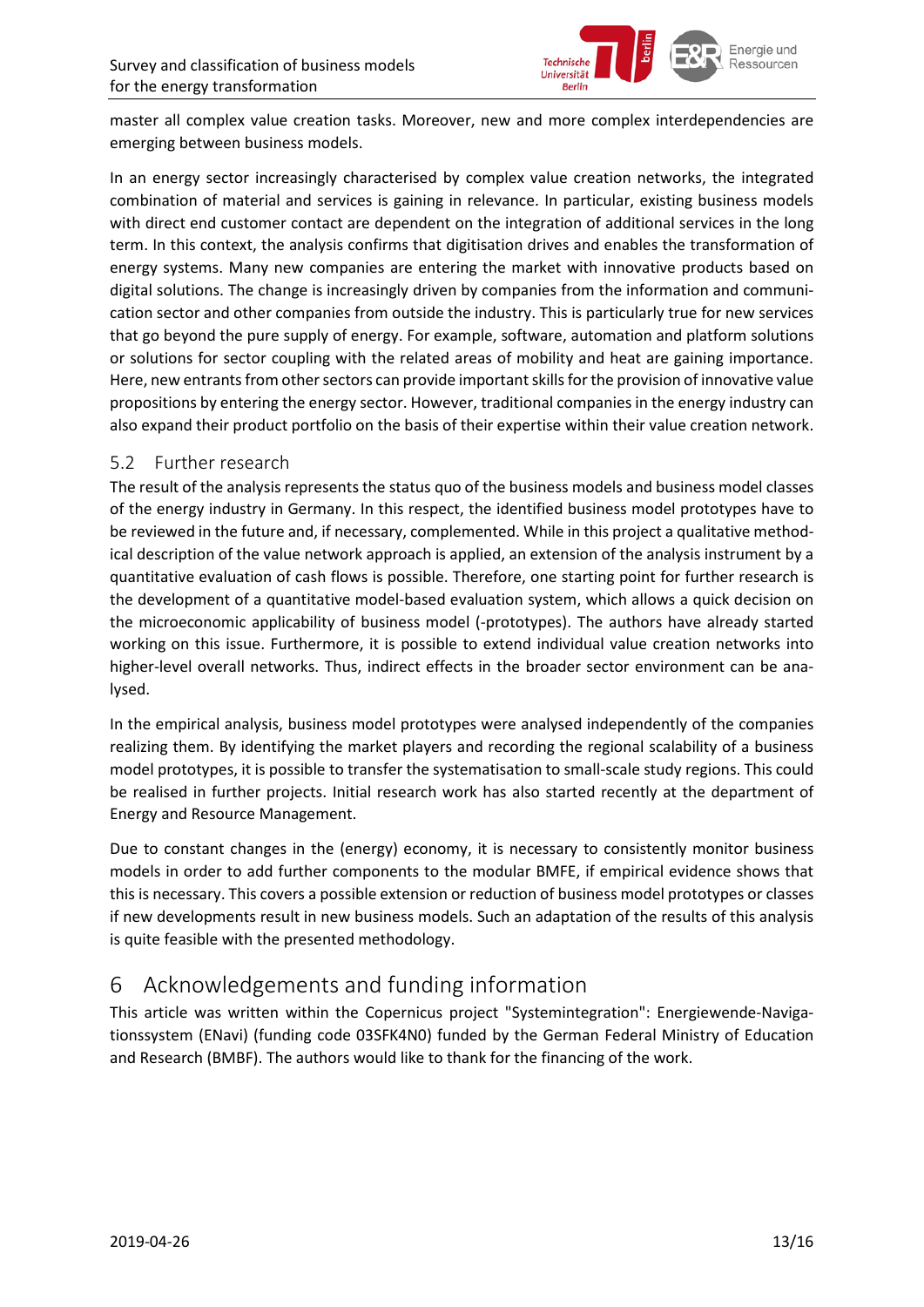master all complex value creation tasks. Moreover, new and more complex interdependencies are emerging between business models.

In an energy sector increasingly characterised by complex value creation networks, the integrated combination of material and services is gaining in relevance. In particular, existing business models with direct end customer contact are dependent on the integration of additional services in the long term. In this context, the analysis confirms that digitisation drives and enables the transformation of energy systems. Many new companies are entering the market with innovative products based on digital solutions. The change is increasingly driven by companies from the information and communication sector and other companies from outside the industry. This is particularly true for new services that go beyond the pure supply of energy. For example, software, automation and platform solutions or solutions for sector coupling with the related areas of mobility and heat are gaining importance. Here, new entrants from other sectors can provide important skills for the provision of innovative value propositions by entering the energy sector. However, traditional companies in the energy industry can also expand their product portfolio on the basis of their expertise within their value creation network.

## 5.2 Further research

The result of the analysis represents the status quo of the business models and business model classes of the energy industry in Germany. In this respect, the identified business model prototypes have to be reviewed in the future and, if necessary, complemented. While in this project a qualitative methodical description of the value network approach is applied, an extension of the analysis instrument by a quantitative evaluation of cash flows is possible. Therefore, one starting point for further research is the development of a quantitative model-based evaluation system, which allows a quick decision on the microeconomic applicability of business model (-prototypes). The authors have already started working on this issue. Furthermore, it is possible to extend individual value creation networks into higher-level overall networks. Thus, indirect effects in the broader sector environment can be analysed.

In the empirical analysis, business model prototypes were analysed independently of the companies realizing them. By identifying the market players and recording the regional scalability of a business model prototypes, it is possible to transfer the systematisation to small-scale study regions. This could be realised in further projects. Initial research work has also started recently at the department of Energy and Resource Management.

Due to constant changes in the (energy) economy, it is necessary to consistently monitor business models in order to add further components to the modular BMFE, if empirical evidence shows that this is necessary. This covers a possible extension or reduction of business model prototypes or classes if new developments result in new business models. Such an adaptation of the results of this analysis is quite feasible with the presented methodology.

# 6 Acknowledgements and funding information

This article was written within the Copernicus project "Systemintegration": Energiewende-Navigationssystem (ENavi) (funding code 03SFK4N0) funded by the German Federal Ministry of Education and Research (BMBF). The authors would like to thank for the financing of the work.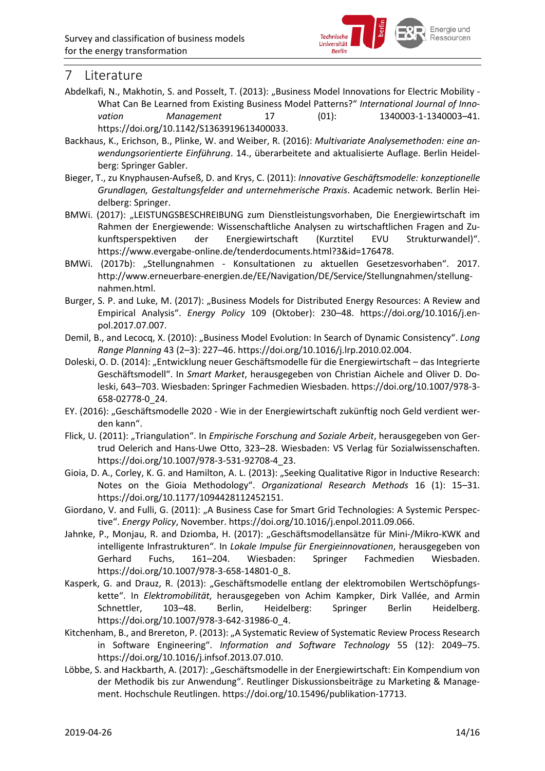# 7 Literature

Abdelkafi, N., Makhotin, S. and Posselt, T. (2013): „Business Model Innovations for Electric Mobility - What Can Be Learned from Existing Business Model Patterns?“ *International Journal of Innovation Management* 17 (01): 1340003-1-1340003–41. https://doi.org/10.1142/S1363919613400033.

Backhaus, K., Erichson, B., Plinke, W. and Weiber, R. (2016): *Multivariate Analysemethoden: eine anwendungsorientierte Einführung*. 14., überarbeitete and aktualisierte Auflage. Berlin Heidelberg: Springer Gabler.

Bieger, T., zu Knyphausen-Aufseß, D. and Krys, C. (2011): *Innovative Geschäftsmodelle: konzeptionelle Grundlagen, Gestaltungsfelder and unternehmerische Praxis*. Academic network. Berlin Heidelberg: Springer.

BMWi. (2017): „LEISTUNGSBESCHREIBUNG zum Dienstleistungsvorhaben, Die Energiewirtschaft im Rahmen der Energiewende: Wissenschaftliche Analysen zu wirtschaftlichen Fragen and Zukunftsperspektiven der Energiewirtschaft (Kurztitel EVU Strukturwandel)“. https://www.evergabe-online.de/tenderdocuments.html?3&id=176478.

BMWi. (2017b): „Stellungnahmen - Konsultationen zu aktuellen Gesetzesvorhaben“. 2017. http://www.erneuerbare-energien.de/EE/Navigation/DE/Service/Stellungnahmen/stellungnahmen.html.

Burger, S. P. and Luke, M. (2017): „Business Models for Distributed Energy Resources: A Review and Empirical Analysis“. *Energy Policy* 109 (Oktober): 230–48. https://doi.org/10.1016/j.enpol.2017.07.007.

Demil, B., and Lecocq, X. (2010): „Business Model Evolution: In Search of Dynamic Consistency“. *Long Range Planning* 43 (2–3): 227–46. https://doi.org/10.1016/j.lrp.2010.02.004.

Doleski, O. D. (2014): „Entwicklung neuer Geschäftsmodelle für die Energiewirtschaft – das Integrierte Geschäftsmodell“. In *Smart Market*, herausgegeben von Christian Aichele and Oliver D. Doleski, 643–703. Wiesbaden: Springer Fachmedien Wiesbaden. https://doi.org/10.1007/978-3-658-02778-0_24.

EY. (2016): „Geschäftsmodelle 2020 - Wie in der Energiewirtschaft zukünftig noch Geld verdient werden kann“.

Flick, U. (2011): „Triangulation“. In *Empirische Forschung and Soziale Arbeit*, herausgegeben von Gertrud Oelerich and Hans-Uwe Otto, 323–28. Wiesbaden: VS Verlag für Sozialwissenschaften. https://doi.org/10.1007/978-3-531-92708-4_23.

Gioia, D. A., Corley, K. G. and Hamilton, A. L. (2013): „Seeking Qualitative Rigor in Inductive Research: Notes on the Gioia Methodology“. *Organizational Research Methods* 16 (1): 15–31. https://doi.org/10.1177/1094428112452151.

Giordano, V. and Fulli, G. (2011): „A Business Case for Smart Grid Technologies: A Systemic Perspective“. *Energy Policy*, November. https://doi.org/10.1016/j.enpol.2011.09.066.

Jahnke, P., Monjau, R. and Dziomba, H. (2017): „Geschäftsmodellansätze für Mini-/Mikro-KWK and intelligente Infrastrukturen“. In *Lokale Impulse für Energieinnovationen*, herausgegeben von Gerhard Fuchs, 161–204. Wiesbaden: Springer Fachmedien Wiesbaden. https://doi.org/10.1007/978-3-658-14801-0_8.

Kasperk, G. and Drauz, R. (2013): „Geschäftsmodelle entlang der elektromobilen Wertschöpfungskette“. In *Elektromobilität*, herausgegeben von Achim Kampker, Dirk Vallée, and Armin Schnettler, 103–48. Berlin, Heidelberg: Springer Berlin Heidelberg. https://doi.org/10.1007/978-3-642-31986-0_4.

Kitchenham, B., and Brereton, P. (2013): „A Systematic Review of Systematic Review Process Research in Software Engineering“. *Information and Software Technology* 55 (12): 2049–75. https://doi.org/10.1016/j.infsof.2013.07.010.

Löbbe, S. and Hackbarth, A. (2017): „Geschäftsmodelle in der Energiewirtschaft: Ein Kompendium von der Methodik bis zur Anwendung“. Reutlinger Diskussionsbeiträge zu Marketing & Management. Hochschule Reutlingen. https://doi.org/10.15496/publikation-17713.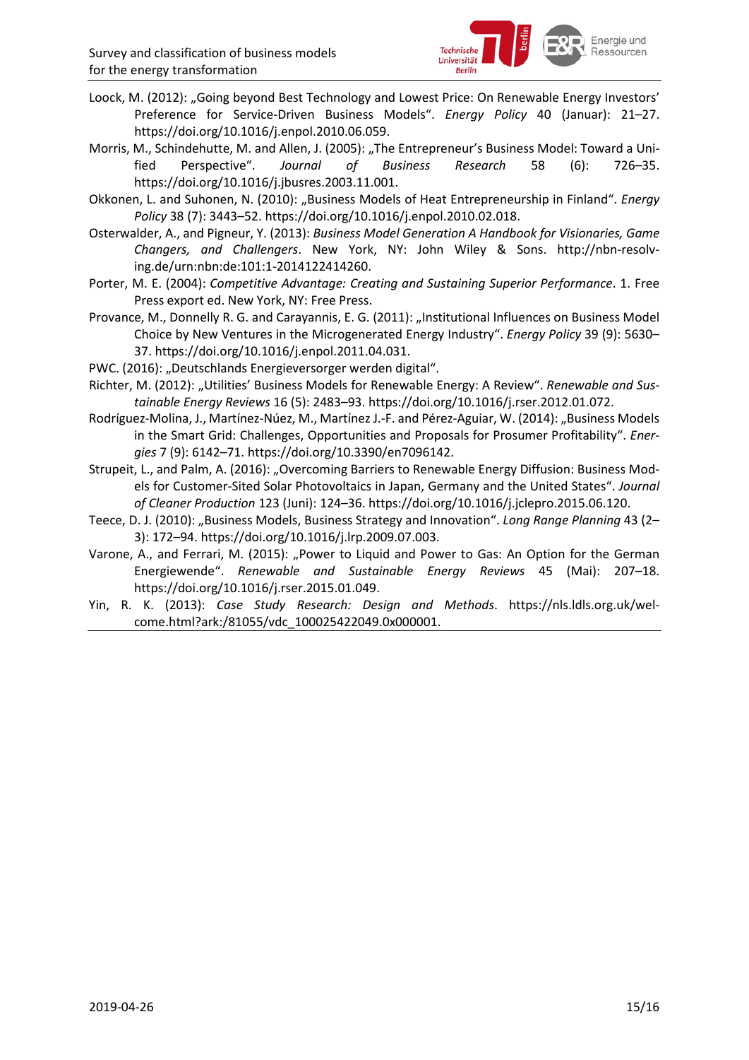Loock, M. (2012): „Going beyond Best Technology and Lowest Price: On Renewable Energy Investors' Preference for Service-Driven Business Models". *Energy Policy* 40 (Januar): 21–27. https://doi.org/10.1016/j.enpol.2010.06.059.

Morris, M., Schindehutte, M. and Allen, J. (2005): „The Entrepreneur's Business Model: Toward a Unified Perspective". *Journal of Business Research* 58 (6): 726–35. https://doi.org/10.1016/j.jbusres.2003.11.001.

Okkonen, L. and Suhonen, N. (2010): „Business Models of Heat Entrepreneurship in Finland". *Energy Policy* 38 (7): 3443–52. https://doi.org/10.1016/j.enpol.2010.02.018.

Osterwalder, A., and Pigneur, Y. (2013): *Business Model Generation A Handbook for Visionaries, Game Changers, and Challengers*. New York, NY: John Wiley & Sons. http://nbn-resolving.de/urn:nbn:de:101:1-2014122414260.

Porter, M. E. (2004): *Competitive Advantage: Creating and Sustaining Superior Performance*. 1. Free Press export ed. New York, NY: Free Press.

Provance, M., Donnelly R. G. and Carayannis, E. G. (2011): „Institutional Influences on Business Model Choice by New Ventures in the Microgenerated Energy Industry". *Energy Policy* 39 (9): 5630–37. https://doi.org/10.1016/j.enpol.2011.04.031.

PWC. (2016): „Deutschlands Energieversorger werden digital".

Richter, M. (2012): „Utilities' Business Models for Renewable Energy: A Review". *Renewable and Sustainable Energy Reviews* 16 (5): 2483–93. https://doi.org/10.1016/j.rser.2012.01.072.

Rodríguez-Molina, J., Martínez-Núez, M., Martínez J.-F. and Pérez-Aguiar, W. (2014): „Business Models in the Smart Grid: Challenges, Opportunities and Proposals for Prosumer Profitability". *Energies* 7 (9): 6142–71. https://doi.org/10.3390/en7096142.

Strupeit, L., and Palm, A. (2016): „Overcoming Barriers to Renewable Energy Diffusion: Business Models for Customer-Sited Solar Photovoltaics in Japan, Germany and the United States". *Journal of Cleaner Production* 123 (Juni): 124–36. https://doi.org/10.1016/j.jclepro.2015.06.120.

Teece, D. J. (2010): „Business Models, Business Strategy and Innovation". *Long Range Planning* 43 (2–3): 172–94. https://doi.org/10.1016/j.lrp.2009.07.003.

Varone, A., and Ferrari, M. (2015): „Power to Liquid and Power to Gas: An Option for the German Energiewende". *Renewable and Sustainable Energy Reviews* 45 (Mai): 207–18. https://doi.org/10.1016/j.rser.2015.01.049.

Yin, R. K. (2013): *Case Study Research: Design and Methods*. https://nls.ldls.org.uk/welcome.html?ark:/81055/vdc_100025422049.0x000001.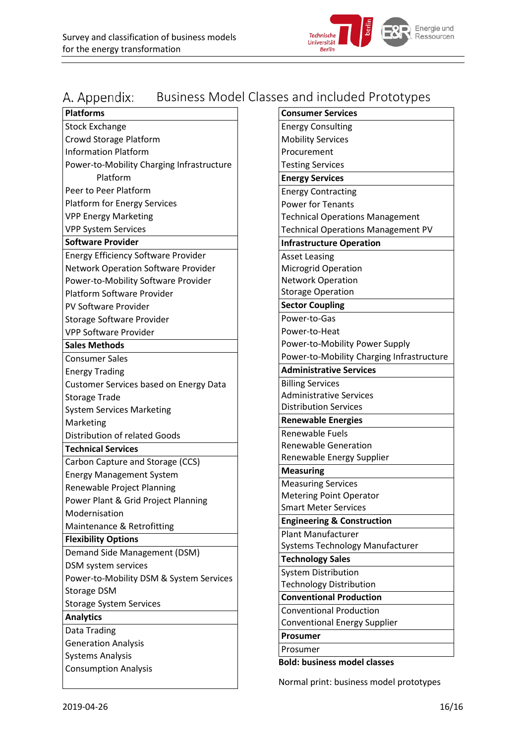# A. Appendix: Business Model Classes and included Prototypes

| Platforms |
|---|
| Stock Exchange |
| Crowd Storage Platform |
| Information Platform |
| Power-to-Mobility Charging Infrastructure Platform |
| Peer to Peer Platform |
| Platform for Energy Services |
| VPP Energy Marketing |
| VPP System Services |
| **Software Provider** |
| Energy Efficiency Software Provider |
| Network Operation Software Provider |
| Power-to-Mobility Software Provider |
| Platform Software Provider |
| PV Software Provider |
| Storage Software Provider |
| VPP Software Provider |
| **Sales Methods** |
| Consumer Sales |
| Energy Trading |
| Customer Services based on Energy Data |
| Storage Trade |
| System Services Marketing |
| Marketing |
| Distribution of related Goods |
| **Technical Services** |
| Carbon Capture and Storage (CCS) |
| Energy Management System |
| Renewable Project Planning |
| Power Plant & Grid Project Planning |
| Modernisation |
| Maintenance & Retrofitting |
| **Flexibility Options** |
| Demand Side Management (DSM) |
| DSM system services |
| Power-to-Mobility DSM & System Services |
| Storage DSM |
| Storage System Services |
| **Analytics** |
| Data Trading |
| Generation Analysis |
| Systems Analysis |
| Consumption Analysis |

| Consumer Services |
|---|
| Energy Consulting |
| Mobility Services |
| Procurement |
| Testing Services |
| **Energy Services** |
| Energy Contracting |
| Power for Tenants |
| Technical Operations Management |
| Technical Operations Management PV |
| **Infrastructure Operation** |
| Asset Leasing |
| Microgrid Operation |
| Network Operation |
| Storage Operation |
| **Sector Coupling** |
| Power-to-Gas |
| Power-to-Heat |
| Power-to-Mobility Power Supply |
| Power-to-Mobility Charging Infrastructure |
| **Administrative Services** |
| Billing Services |
| Administrative Services |
| Distribution Services |
| **Renewable Energies** |
| Renewable Fuels |
| Renewable Generation |
| Renewable Energy Supplier |
| **Measuring** |
| Measuring Services |
| Metering Point Operator |
| Smart Meter Services |
| **Engineering & Construction** |
| Plant Manufacturer |
| Systems Technology Manufacturer |
| **Technology Sales** |
| System Distribution |
| Technology Distribution |
| **Conventional Production** |
| Conventional Production |
| Conventional Energy Supplier |
| **Prosumer** |
| Prosumer |

**Bold: business model classes**

Normal print: business model prototypes